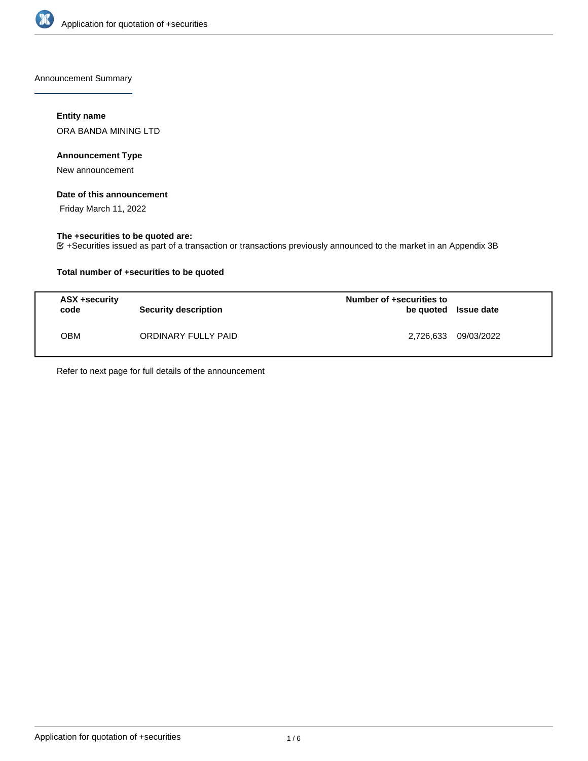Announcement Summary

**Entity name**

ORA BANDA MINING LTD

**Announcement Type**

New announcement

**Date of this announcement**

Friday March 11, 2022

**The +securities to be quoted are:**

☑ +Securities issued as part of a transaction or transactions previously announced to the market in an Appendix 3B

**Total number of +securities to be quoted**

| ASX +security code | Security description | Number of +securities to be quoted | Issue date |
|---|---|---|---|
| OBM | ORDINARY FULLY PAID | 2,726,633 | 09/03/2022 |

Refer to next page for full details of the announcement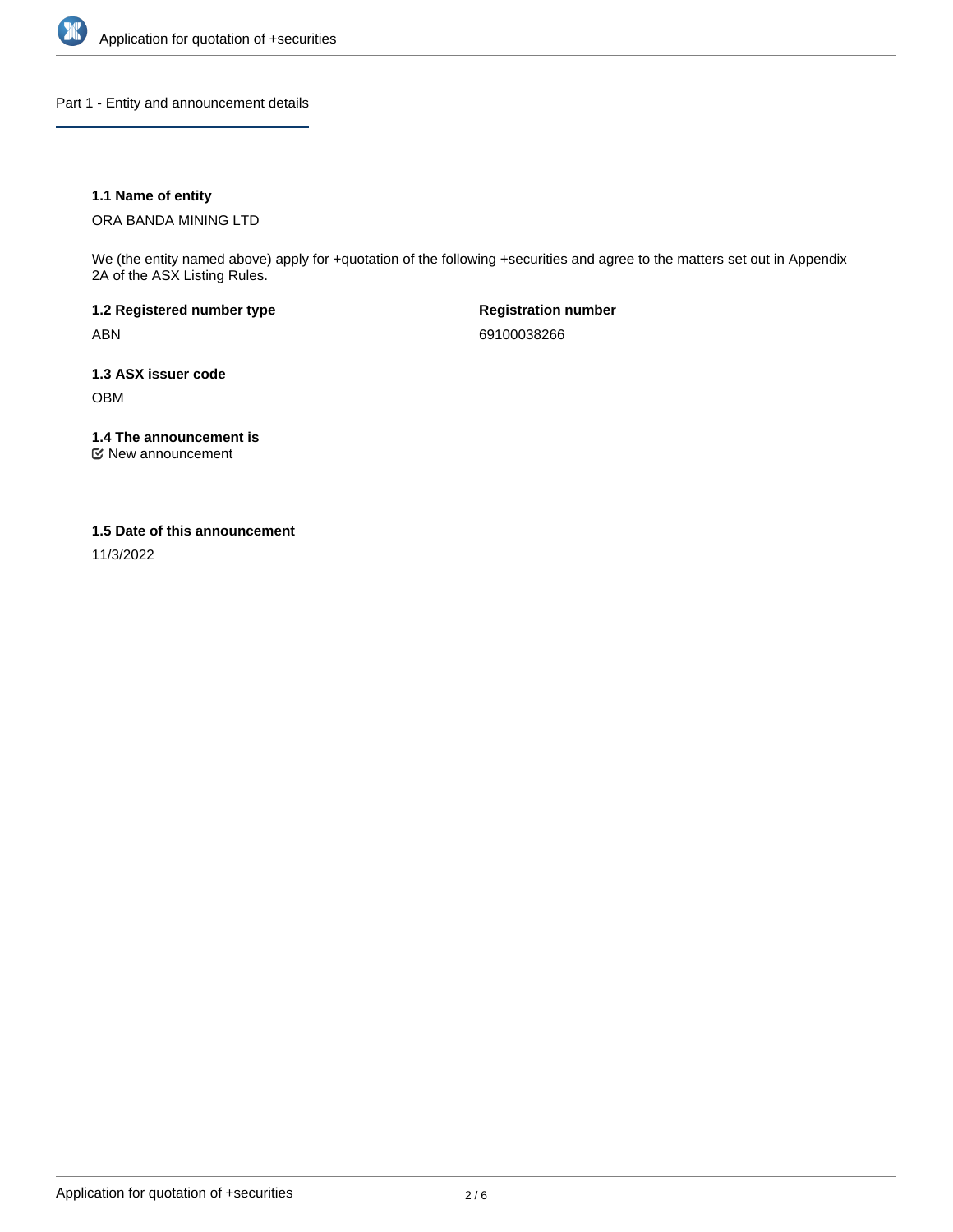## Part 1 - Entity and announcement details

**1.1 Name of entity**

ORA BANDA MINING LTD

We (the entity named above) apply for +quotation of the following +securities and agree to the matters set out in Appendix 2A of the ASX Listing Rules.

**1.2 Registered number type**

ABN

**Registration number**

69100038266

**1.3 ASX issuer code**

OBM

**1.4 The announcement is**

☑ New announcement

**1.5 Date of this announcement**

11/3/2022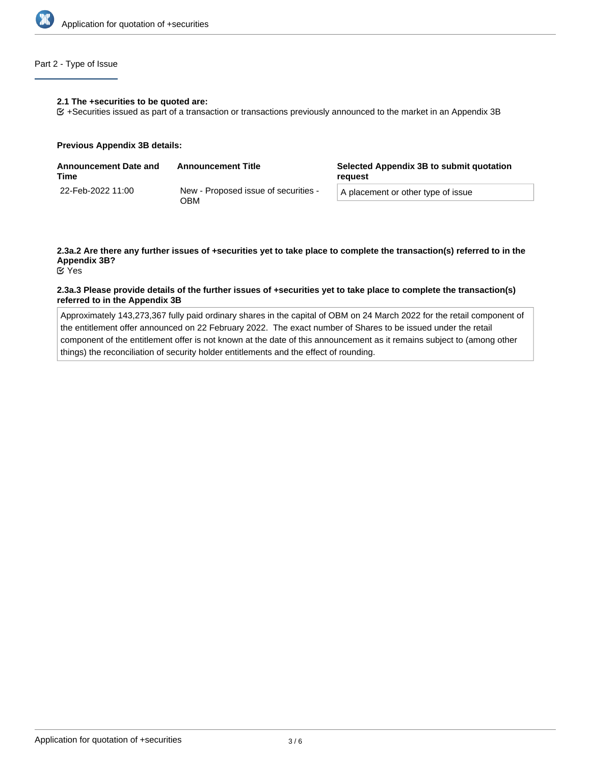## Part 2 - Type of Issue

**2.1 The +securities to be quoted are:**

☑ +Securities issued as part of a transaction or transactions previously announced to the market in an Appendix 3B

**Previous Appendix 3B details:**

| Announcement Date and Time | Announcement Title | Selected Appendix 3B to submit quotation request |
|---|---|---|
| 22-Feb-2022 11:00 | New - Proposed issue of securities - OBM | A placement or other type of issue |

**2.3a.2 Are there any further issues of +securities yet to take place to complete the transaction(s) referred to in the Appendix 3B?**

☑ Yes

**2.3a.3 Please provide details of the further issues of +securities yet to take place to complete the transaction(s) referred to in the Appendix 3B**

Approximately 143,273,367 fully paid ordinary shares in the capital of OBM on 24 March 2022 for the retail component of the entitlement offer announced on 22 February 2022. The exact number of Shares to be issued under the retail component of the entitlement offer is not known at the date of this announcement as it remains subject to (among other things) the reconciliation of security holder entitlements and the effect of rounding.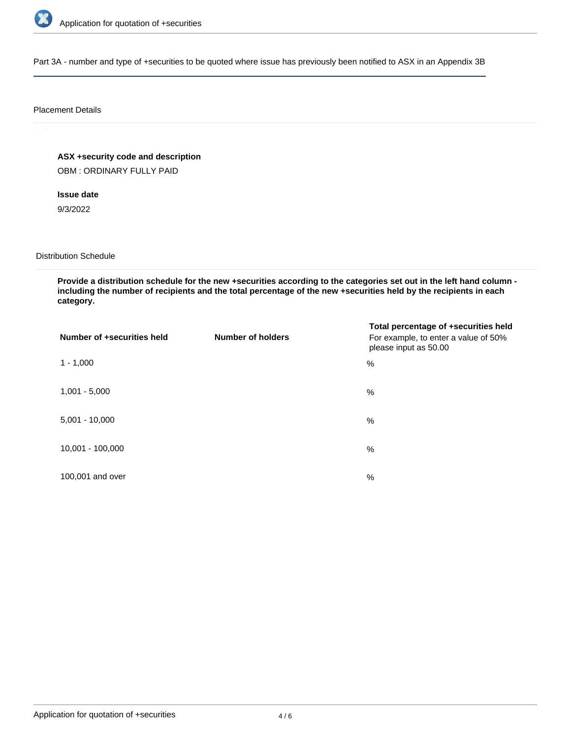Part 3A - number and type of +securities to be quoted where issue has previously been notified to ASX in an Appendix 3B

Placement Details

**ASX +security code and description**

OBM : ORDINARY FULLY PAID

**Issue date**

9/3/2022

Distribution Schedule

**Provide a distribution schedule for the new +securities according to the categories set out in the left hand column - including the number of recipients and the total percentage of the new +securities held by the recipients in each category.**

| Number of +securities held | Number of holders | Total percentage of +securities held<br>For example, to enter a value of 50% please input as 50.00 |
|---|---|---|
| 1 - 1,000 | | % |
| 1,001 - 5,000 | | % |
| 5,001 - 10,000 | | % |
| 10,001 - 100,000 | | % |
| 100,001 and over | | % |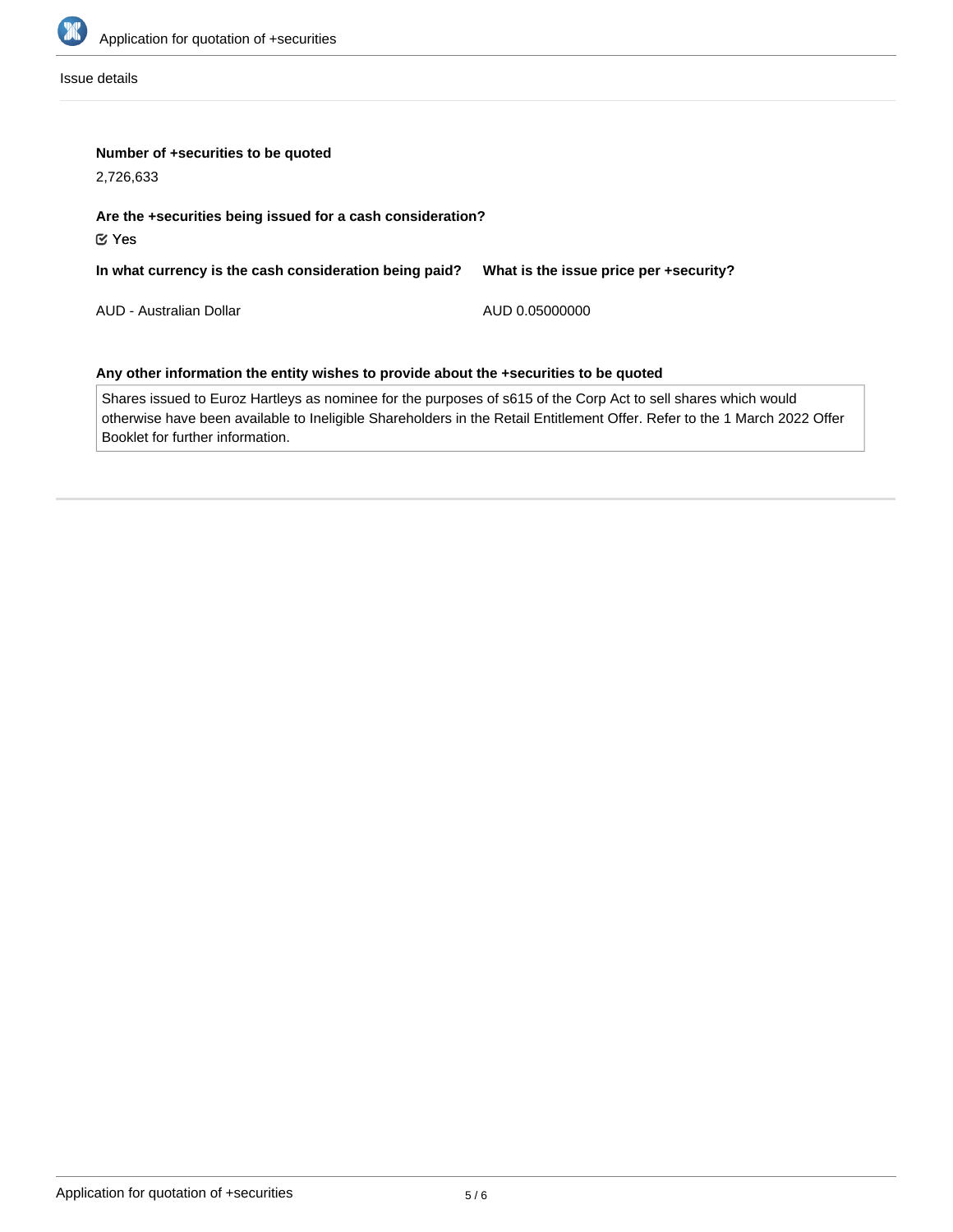Issue details

**Number of +securities to be quoted**

2,726,633

**Are the +securities being issued for a cash consideration?**

☑ Yes

| In what currency is the cash consideration being paid? | What is the issue price per +security? |
| --- | --- |
| AUD - Australian Dollar | AUD 0.05000000 |

**Any other information the entity wishes to provide about the +securities to be quoted**

Shares issued to Euroz Hartleys as nominee for the purposes of s615 of the Corp Act to sell shares which would otherwise have been available to Ineligible Shareholders in the Retail Entitlement Offer. Refer to the 1 March 2022 Offer Booklet for further information.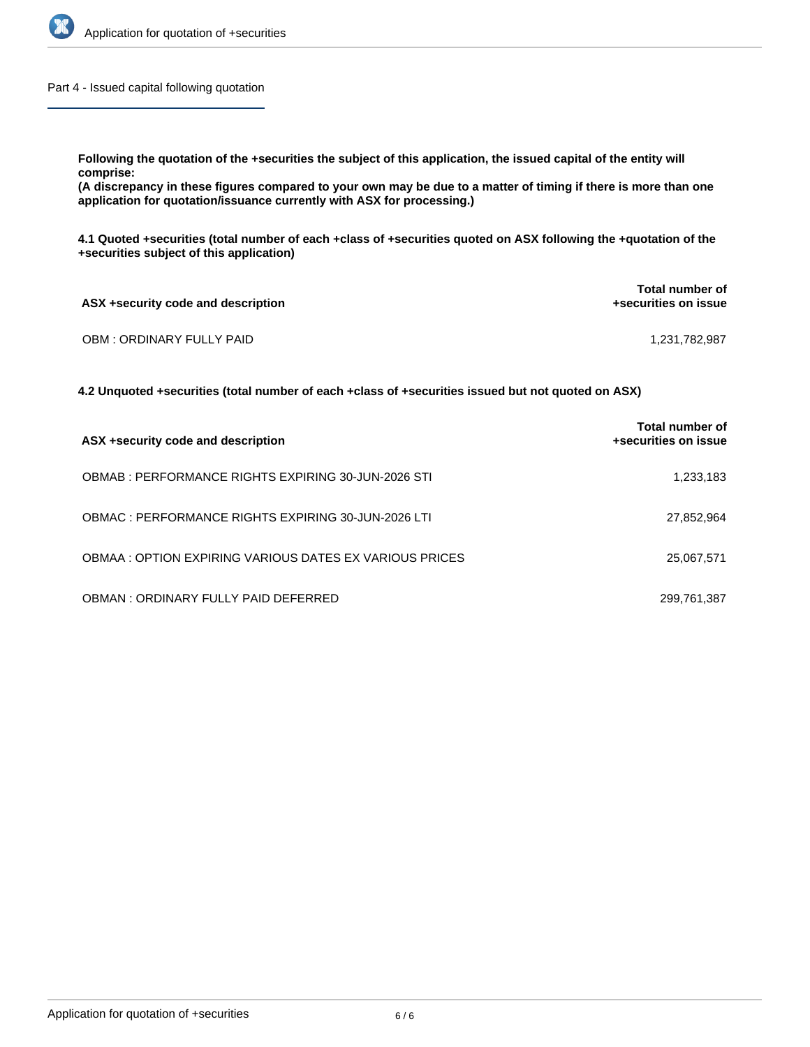## Part 4 - Issued capital following quotation

**Following the quotation of the +securities the subject of this application, the issued capital of the entity will comprise:**
**(A discrepancy in these figures compared to your own may be due to a matter of timing if there is more than one application for quotation/issuance currently with ASX for processing.)**

**4.1 Quoted +securities (total number of each +class of +securities quoted on ASX following the +quotation of the +securities subject of this application)**

| ASX +security code and description | Total number of +securities on issue |
|---|---|
| OBM : ORDINARY FULLY PAID | 1,231,782,987 |

**4.2 Unquoted +securities (total number of each +class of +securities issued but not quoted on ASX)**

| ASX +security code and description | Total number of +securities on issue |
|---|---|
| OBMAB : PERFORMANCE RIGHTS EXPIRING 30-JUN-2026 STI | 1,233,183 |
| OBMAC : PERFORMANCE RIGHTS EXPIRING 30-JUN-2026 LTI | 27,852,964 |
| OBMAA : OPTION EXPIRING VARIOUS DATES EX VARIOUS PRICES | 25,067,571 |
| OBMAN : ORDINARY FULLY PAID DEFERRED | 299,761,387 |